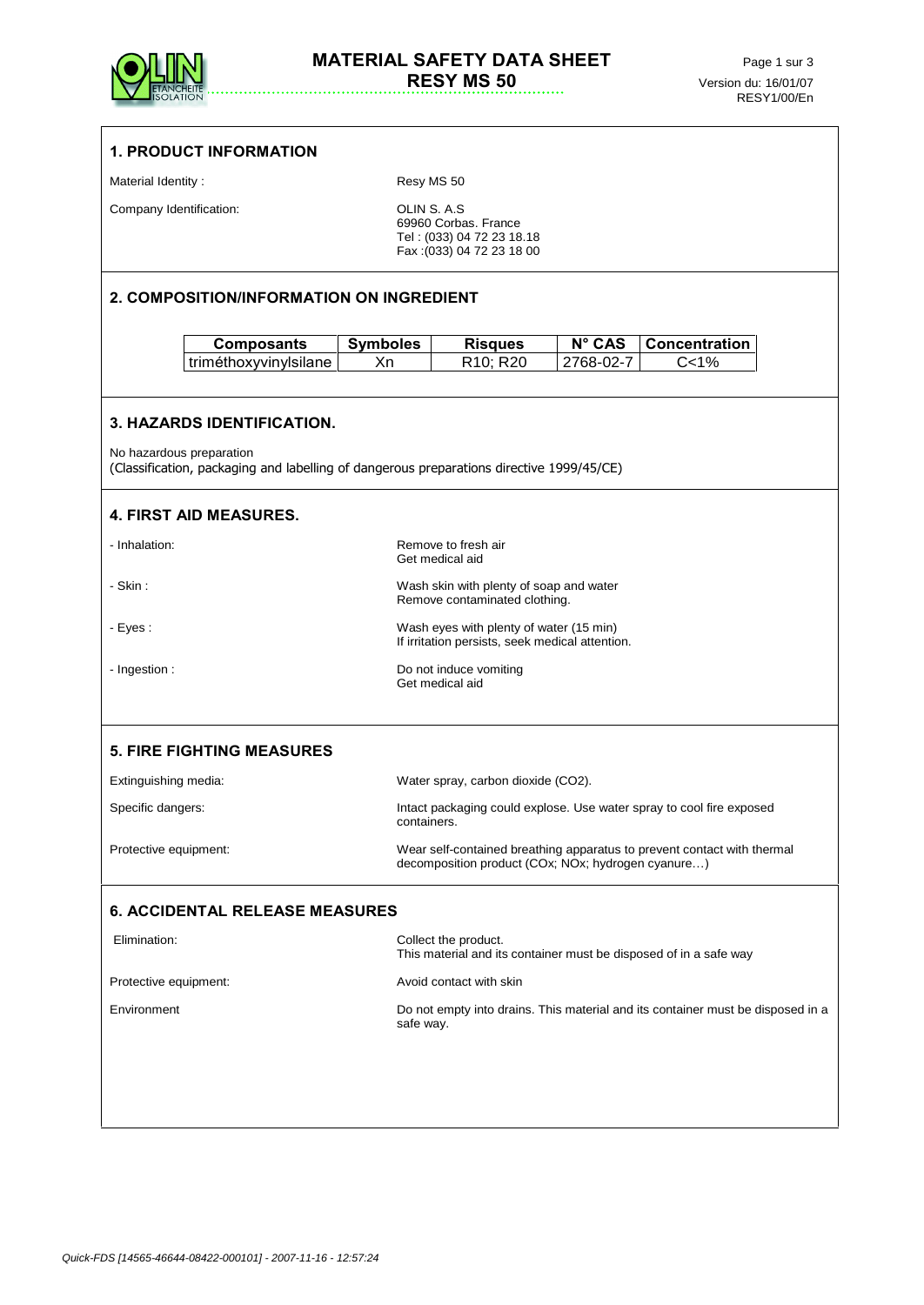# MATERIAL SAFETY DATA SHEET
## RESY MS 50

Version du: 16/01/07
RESY1/00/En

## 1. PRODUCT INFORMATION

Material Identity : Resy MS 50

Company Identification: OLIN S. A.S
69960 Corbas. France
Tel : (033) 04 72 23 18.18
Fax :(033) 04 72 23 18 00

## 2. COMPOSITION/INFORMATION ON INGREDIENT

| Composants | Symboles | Risques | N° CAS | Concentration |
|---|---|---|---|---|
| triméthoxyvinylsilane | Xn | R10; R20 | 2768-02-7 | C<1% |

## 3. HAZARDS IDENTIFICATION.

No hazardous preparation
(Classification, packaging and labelling of dangerous preparations directive 1999/45/CE)

## 4. FIRST AID MEASURES.

- Inhalation: Remove to fresh air
  Get medical aid
- Skin : Wash skin with plenty of soap and water
  Remove contaminated clothing.
- Eyes : Wash eyes with plenty of water (15 min)
  If irritation persists, seek medical attention.
- Ingestion : Do not induce vomiting
  Get medical aid

## 5. FIRE FIGHTING MEASURES

Extinguishing media: Water spray, carbon dioxide ($CO_2$).

Specific dangers: Intact packaging could explode. Use water spray to cool fire exposed containers.

Protective equipment: Wear self-contained breathing apparatus to prevent contact with thermal decomposition product (COx; NOx; hydrogen cyanure…)

## 6. ACCIDENTAL RELEASE MEASURES

Elimination: Collect the product.
This material and its container must be disposed of in a safe way

Protective equipment: Avoid contact with skin

Environment: Do not empty into drains. This material and its container must be disposed in a safe way.

*Quick-FDS [14565-46644-08422-000101] - 2007-11-16 - 12:57:24*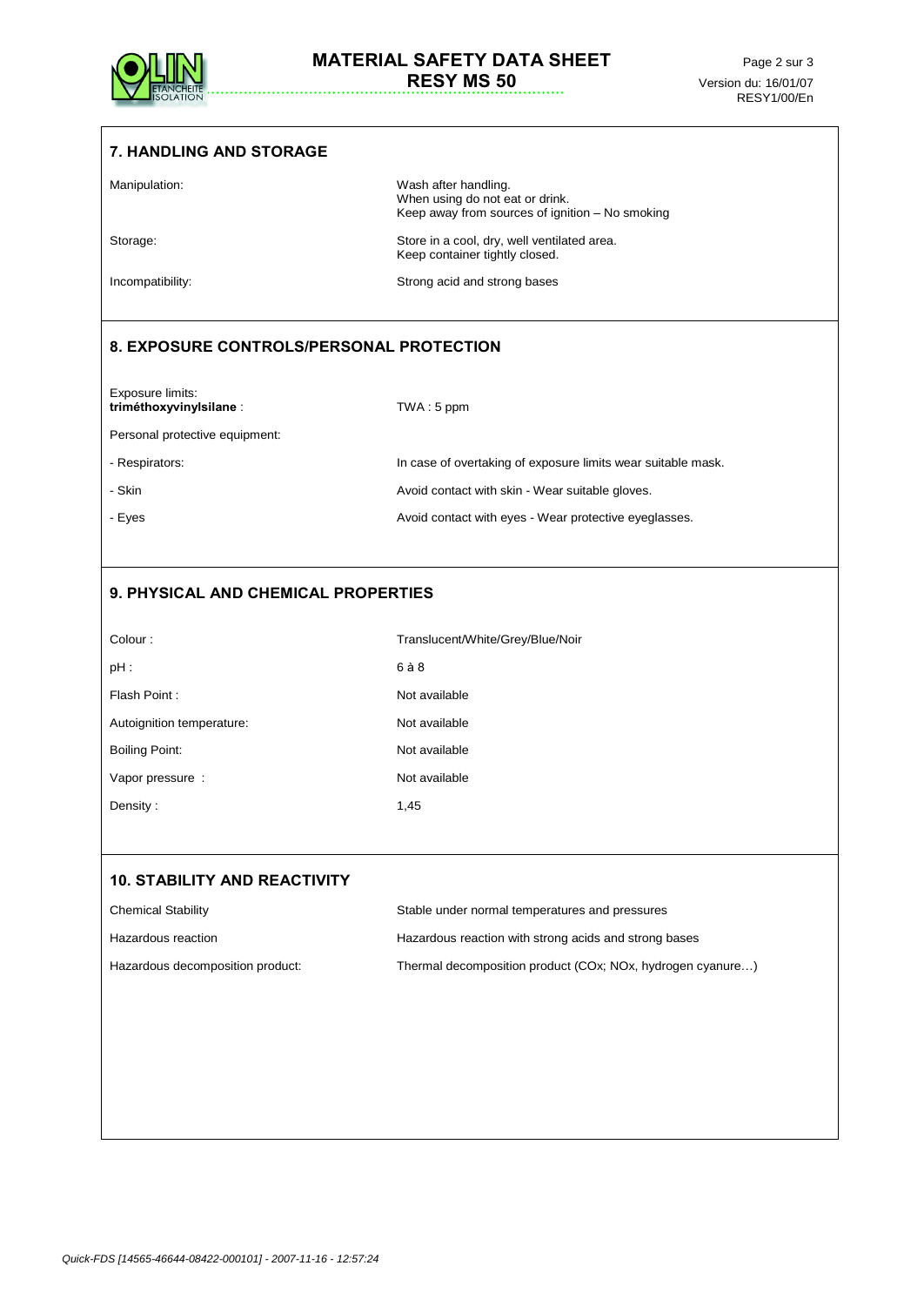## 7. HANDLING AND STORAGE

| | |
|---|---|
| Manipulation: | Wash after handling.<br>When using do not eat or drink.<br>Keep away from sources of ignition – No smoking |
| Storage: | Store in a cool, dry, well ventilated area.<br>Keep container tightly closed. |
| Incompatibility: | Strong acid and strong bases |

## 8. EXPOSURE CONTROLS/PERSONAL PROTECTION

| | |
|---|---|
| Exposure limits:<br>**triméthoxyvinylsilane** : | TWA : 5 ppm |
| Personal protective equipment: | |
| - Respirators: | In case of overtaking of exposure limits wear suitable mask. |
| - Skin | Avoid contact with skin - Wear suitable gloves. |
| - Eyes | Avoid contact with eyes - Wear protective eyeglasses. |

## 9. PHYSICAL AND CHEMICAL PROPERTIES

| | |
|---|---|
| Colour : | Translucent/White/Grey/Blue/Noir |
| pH : | 6 à 8 |
| Flash Point : | Not available |
| Autoignition temperature: | Not available |
| Boiling Point: | Not available |
| Vapor pressure : | Not available |
| Density : | 1,45 |

## 10. STABILITY AND REACTIVITY

| | |
|---|---|
| Chemical Stability | Stable under normal temperatures and pressures |
| Hazardous reaction | Hazardous reaction with strong acids and strong bases |
| Hazardous decomposition product: | Thermal decomposition product ($CO_x$; $NO_x$, hydrogen cyanure…) |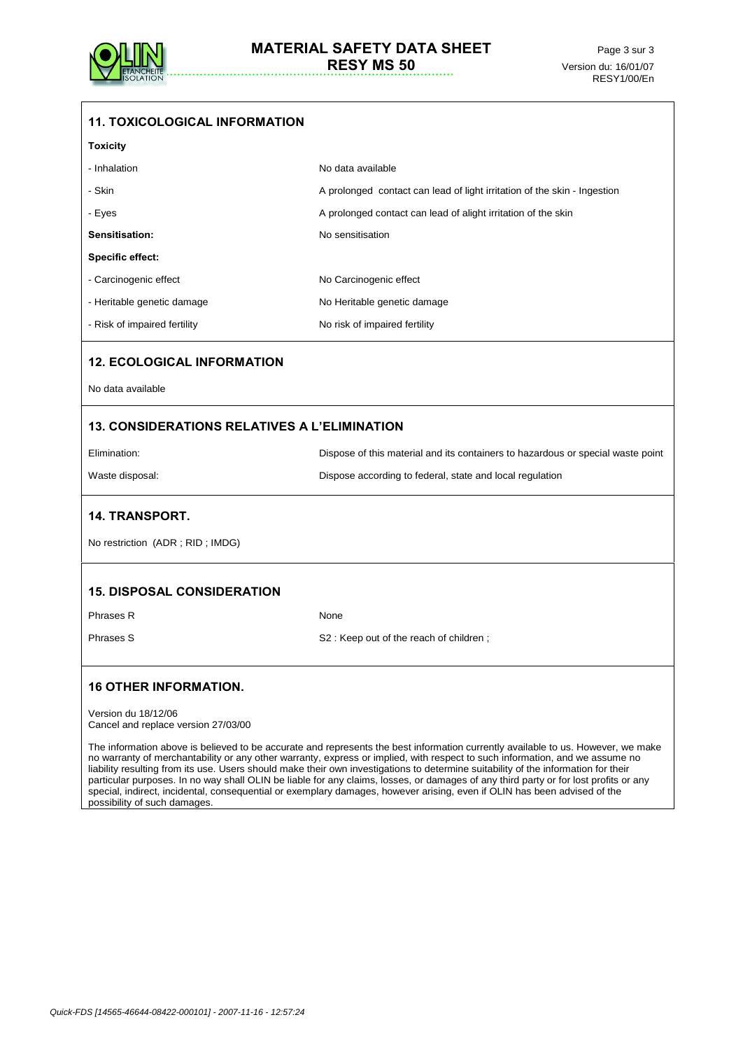## 11. TOXICOLOGICAL INFORMATION

**Toxicity**

| | |
|---|---|
| - Inhalation | No data available |
| - Skin | A prolonged contact can lead of light irritation of the skin - Ingestion |
| - Eyes | A prolonged contact can lead of alight irritation of the skin |
| **Sensitisation:** | No sensitisation |
| **Specific effect:** | |
| - Carcinogenic effect | No Carcinogenic effect |
| - Heritable genetic damage | No Heritable genetic damage |
| - Risk of impaired fertility | No risk of impaired fertility |

## 12. ECOLOGICAL INFORMATION

No data available

## 13. CONSIDERATIONS RELATIVES A L'ELIMINATION

| | |
|---|---|
| Elimination: | Dispose of this material and its containers to hazardous or special waste point |
| Waste disposal: | Dispose according to federal, state and local regulation |

## 14. TRANSPORT.

No restriction (ADR ; RID ; IMDG)

## 15. DISPOSAL CONSIDERATION

| | |
|---|---|
| Phrases R | None |
| Phrases S | S2 : Keep out of the reach of children ; |

## 16 OTHER INFORMATION.

Version du 18/12/06
Cancel and replace version 27/03/00

The information above is believed to be accurate and represents the best information currently available to us. However, we make no warranty of merchantability or any other warranty, express or implied, with respect to such information, and we assume no liability resulting from its use. Users should make their own investigations to determine suitability of the information for their particular purposes. In no way shall OLIN be liable for any claims, losses, or damages of any third party or for lost profits or any special, indirect, incidental, consequential or exemplary damages, however arising, even if OLIN has been advised of the possibility of such damages.

*Quick-FDS [14565-46644-08422-000101] - 2007-11-16 - 12:57:24*